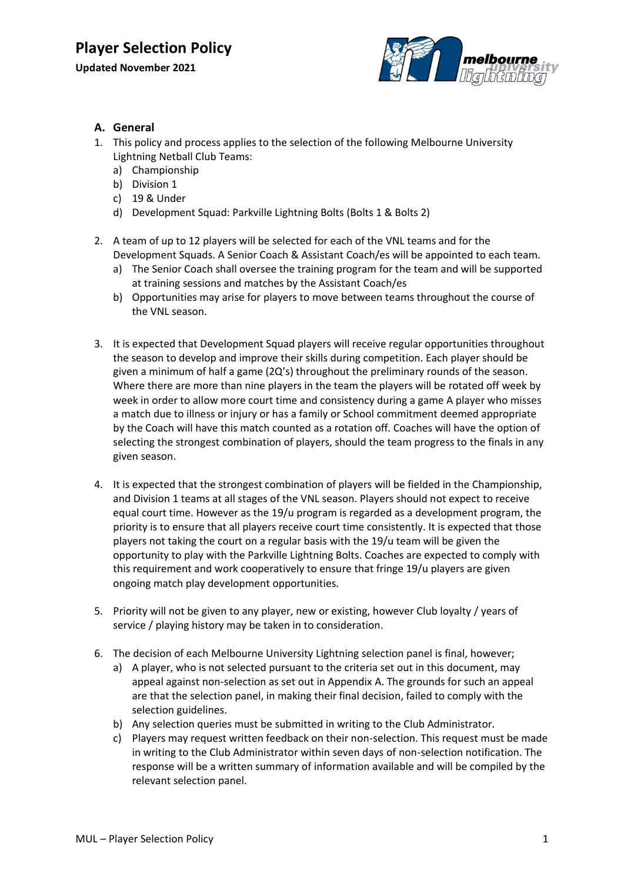# Player Selection Policy

**Updated November 2021**

## A. General

1. This policy and process applies to the selection of the following Melbourne University Lightning Netball Club Teams:
   a) Championship
   b) Division 1
   c) 19 & Under
   d) Development Squad: Parkville Lightning Bolts (Bolts 1 & Bolts 2)

2. A team of up to 12 players will be selected for each of the VNL teams and for the Development Squads. A Senior Coach & Assistant Coach/es will be appointed to each team.
   a) The Senior Coach shall oversee the training program for the team and will be supported at training sessions and matches by the Assistant Coach/es
   b) Opportunities may arise for players to move between teams throughout the course of the VNL season.

3. It is expected that Development Squad players will receive regular opportunities throughout the season to develop and improve their skills during competition. Each player should be given a minimum of half a game (2Q's) throughout the preliminary rounds of the season. Where there are more than nine players in the team the players will be rotated off week by week in order to allow more court time and consistency during a game A player who misses a match due to illness or injury or has a family or School commitment deemed appropriate by the Coach will have this match counted as a rotation off. Coaches will have the option of selecting the strongest combination of players, should the team progress to the finals in any given season.

4. It is expected that the strongest combination of players will be fielded in the Championship, and Division 1 teams at all stages of the VNL season. Players should not expect to receive equal court time. However as the 19/u program is regarded as a development program, the priority is to ensure that all players receive court time consistently. It is expected that those players not taking the court on a regular basis with the 19/u team will be given the opportunity to play with the Parkville Lightning Bolts. Coaches are expected to comply with this requirement and work cooperatively to ensure that fringe 19/u players are given ongoing match play development opportunities.

5. Priority will not be given to any player, new or existing, however Club loyalty / years of service / playing history may be taken in to consideration.

6. The decision of each Melbourne University Lightning selection panel is final, however;
   a) A player, who is not selected pursuant to the criteria set out in this document, may appeal against non-selection as set out in Appendix A. The grounds for such an appeal are that the selection panel, in making their final decision, failed to comply with the selection guidelines.
   b) Any selection queries must be submitted in writing to the Club Administrator.
   c) Players may request written feedback on their non-selection. This request must be made in writing to the Club Administrator within seven days of non-selection notification. The response will be a written summary of information available and will be compiled by the relevant selection panel.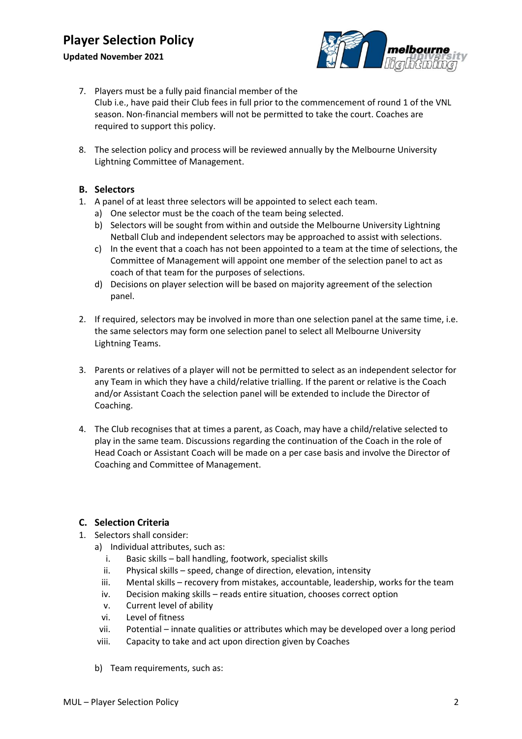7. Players must be a fully paid financial member of the Club i.e., have paid their Club fees in full prior to the commencement of round 1 of the VNL season. Non-financial members will not be permitted to take the court. Coaches are required to support this policy.

8. The selection policy and process will be reviewed annually by the Melbourne University Lightning Committee of Management.

### B. Selectors

1. A panel of at least three selectors will be appointed to select each team.
   a) One selector must be the coach of the team being selected.
   b) Selectors will be sought from within and outside the Melbourne University Lightning Netball Club and independent selectors may be approached to assist with selections.
   c) In the event that a coach has not been appointed to a team at the time of selections, the Committee of Management will appoint one member of the selection panel to act as coach of that team for the purposes of selections.
   d) Decisions on player selection will be based on majority agreement of the selection panel.

2. If required, selectors may be involved in more than one selection panel at the same time, i.e. the same selectors may form one selection panel to select all Melbourne University Lightning Teams.

3. Parents or relatives of a player will not be permitted to select as an independent selector for any Team in which they have a child/relative trialling. If the parent or relative is the Coach and/or Assistant Coach the selection panel will be extended to include the Director of Coaching.

4. The Club recognises that at times a parent, as Coach, may have a child/relative selected to play in the same team. Discussions regarding the continuation of the Coach in the role of Head Coach or Assistant Coach will be made on a per case basis and involve the Director of Coaching and Committee of Management.

### C. Selection Criteria

1. Selectors shall consider:
   a) Individual attributes, such as:
      i. Basic skills – ball handling, footwork, specialist skills
      ii. Physical skills – speed, change of direction, elevation, intensity
      iii. Mental skills – recovery from mistakes, accountable, leadership, works for the team
      iv. Decision making skills – reads entire situation, chooses correct option
      v. Current level of ability
      vi. Level of fitness
      vii. Potential – innate qualities or attributes which may be developed over a long period
      viii. Capacity to take and act upon direction given by Coaches

   b) Team requirements, such as: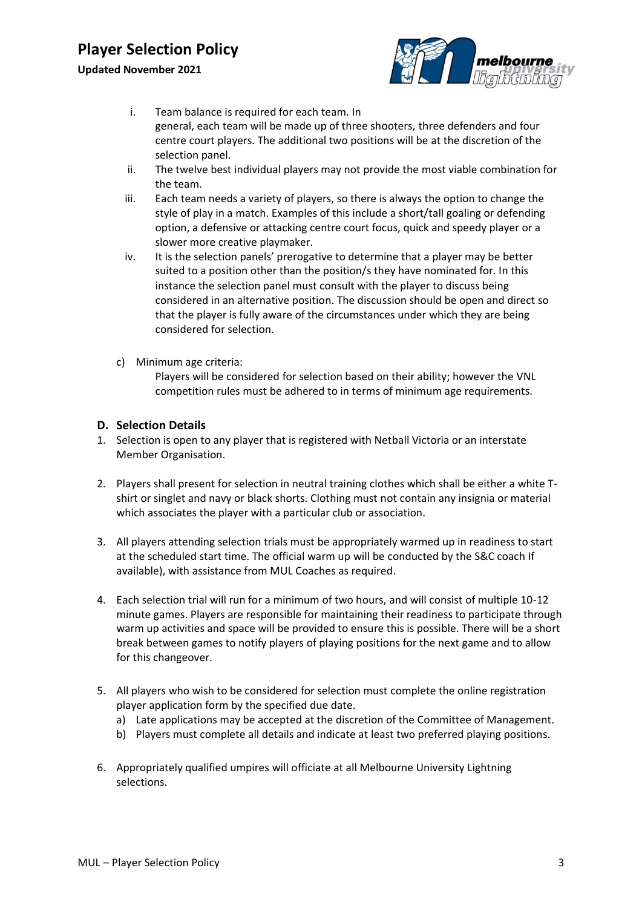i. Team balance is required for each team. In general, each team will be made up of three shooters, three defenders and four centre court players. The additional two positions will be at the discretion of the selection panel.
ii. The twelve best individual players may not provide the most viable combination for the team.
iii. Each team needs a variety of players, so there is always the option to change the style of play in a match. Examples of this include a short/tall goaling or defending option, a defensive or attacking centre court focus, quick and speedy player or a slower more creative playmaker.
iv. It is the selection panels' prerogative to determine that a player may be better suited to a position other than the position/s they have nominated for. In this instance the selection panel must consult with the player to discuss being considered in an alternative position. The discussion should be open and direct so that the player is fully aware of the circumstances under which they are being considered for selection.

c) Minimum age criteria:

Players will be considered for selection based on their ability; however the VNL competition rules must be adhered to in terms of minimum age requirements.

## D. Selection Details

1. Selection is open to any player that is registered with Netball Victoria or an interstate Member Organisation.

2. Players shall present for selection in neutral training clothes which shall be either a white T-shirt or singlet and navy or black shorts. Clothing must not contain any insignia or material which associates the player with a particular club or association.

3. All players attending selection trials must be appropriately warmed up in readiness to start at the scheduled start time. The official warm up will be conducted by the S&C coach If available), with assistance from MUL Coaches as required.

4. Each selection trial will run for a minimum of two hours, and will consist of multiple 10-12 minute games. Players are responsible for maintaining their readiness to participate through warm up activities and space will be provided to ensure this is possible. There will be a short break between games to notify players of playing positions for the next game and to allow for this changeover.

5. All players who wish to be considered for selection must complete the online registration player application form by the specified due date.
   a) Late applications may be accepted at the discretion of the Committee of Management.
   b) Players must complete all details and indicate at least two preferred playing positions.

6. Appropriately qualified umpires will officiate at all Melbourne University Lightning selections.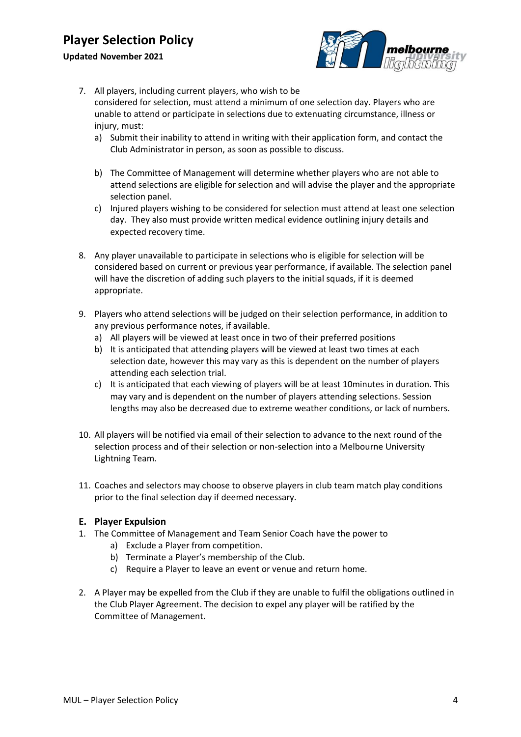7. All players, including current players, who wish to be considered for selection, must attend a minimum of one selection day. Players who are unable to attend or participate in selections due to extenuating circumstance, illness or injury, must:
   a) Submit their inability to attend in writing with their application form, and contact the Club Administrator in person, as soon as possible to discuss.
   b) The Committee of Management will determine whether players who are not able to attend selections are eligible for selection and will advise the player and the appropriate selection panel.
   c) Injured players wishing to be considered for selection must attend at least one selection day. They also must provide written medical evidence outlining injury details and expected recovery time.

8. Any player unavailable to participate in selections who is eligible for selection will be considered based on current or previous year performance, if available. The selection panel will have the discretion of adding such players to the initial squads, if it is deemed appropriate.

9. Players who attend selections will be judged on their selection performance, in addition to any previous performance notes, if available.
   a) All players will be viewed at least once in two of their preferred positions
   b) It is anticipated that attending players will be viewed at least two times at each selection date, however this may vary as this is dependent on the number of players attending each selection trial.
   c) It is anticipated that each viewing of players will be at least 10minutes in duration. This may vary and is dependent on the number of players attending selections. Session lengths may also be decreased due to extreme weather conditions, or lack of numbers.

10. All players will be notified via email of their selection to advance to the next round of the selection process and of their selection or non-selection into a Melbourne University Lightning Team.

11. Coaches and selectors may choose to observe players in club team match play conditions prior to the final selection day if deemed necessary.

## E. Player Expulsion

1. The Committee of Management and Team Senior Coach have the power to
   a) Exclude a Player from competition.
   b) Terminate a Player's membership of the Club.
   c) Require a Player to leave an event or venue and return home.
2. A Player may be expelled from the Club if they are unable to fulfil the obligations outlined in the Club Player Agreement. The decision to expel any player will be ratified by the Committee of Management.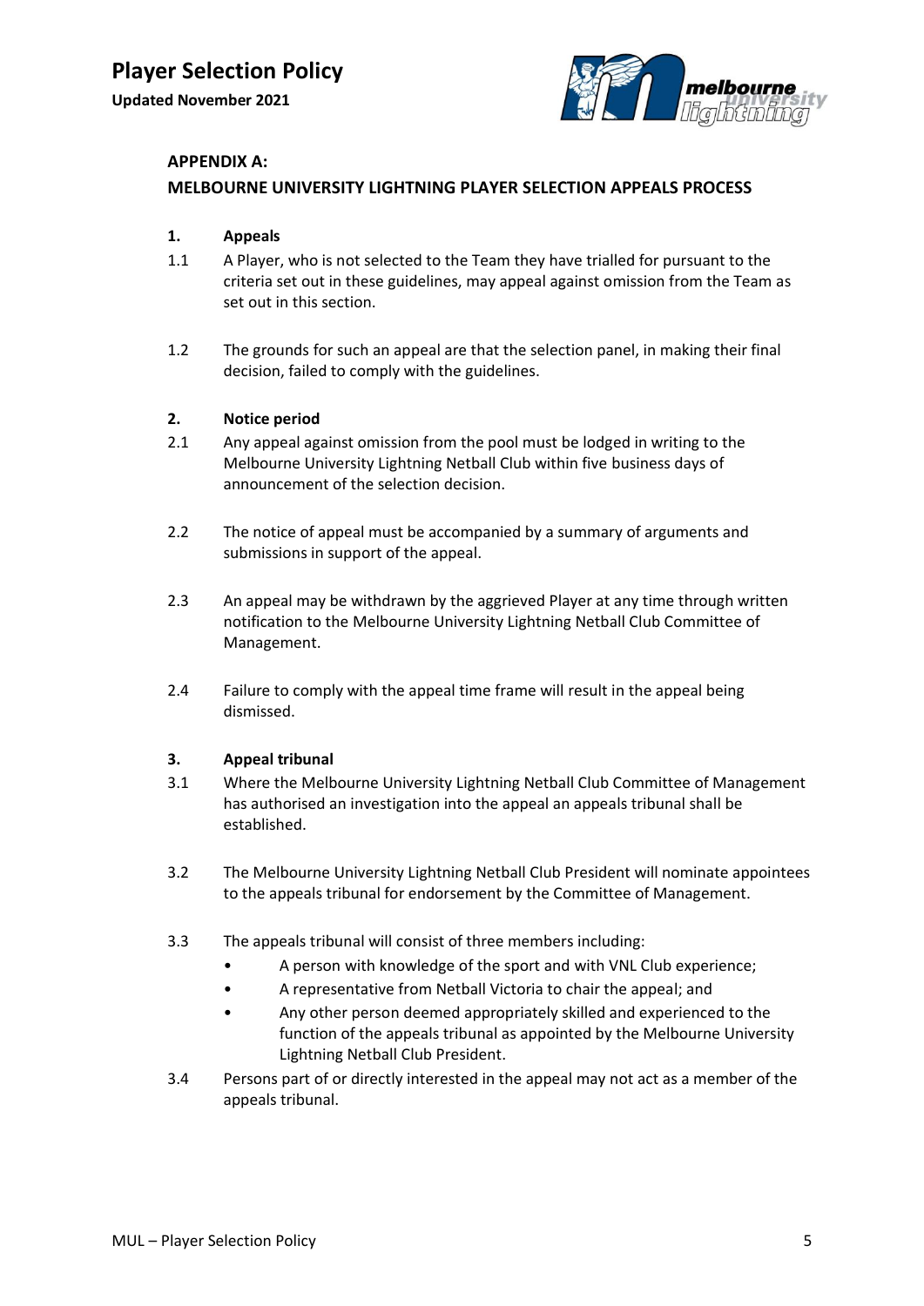## APPENDIX A:

## MELBOURNE UNIVERSITY LIGHTNING PLAYER SELECTION APPEALS PROCESS

### 1. Appeals

1.1 A Player, who is not selected to the Team they have trialled for pursuant to the criteria set out in these guidelines, may appeal against omission from the Team as set out in this section.

1.2 The grounds for such an appeal are that the selection panel, in making their final decision, failed to comply with the guidelines.

### 2. Notice period

2.1 Any appeal against omission from the pool must be lodged in writing to the Melbourne University Lightning Netball Club within five business days of announcement of the selection decision.

2.2 The notice of appeal must be accompanied by a summary of arguments and submissions in support of the appeal.

2.3 An appeal may be withdrawn by the aggrieved Player at any time through written notification to the Melbourne University Lightning Netball Club Committee of Management.

2.4 Failure to comply with the appeal time frame will result in the appeal being dismissed.

### 3. Appeal tribunal

3.1 Where the Melbourne University Lightning Netball Club Committee of Management has authorised an investigation into the appeal an appeals tribunal shall be established.

3.2 The Melbourne University Lightning Netball Club President will nominate appointees to the appeals tribunal for endorsement by the Committee of Management.

3.3 The appeals tribunal will consist of three members including:

- A person with knowledge of the sport and with VNL Club experience;
- A representative from Netball Victoria to chair the appeal; and
- Any other person deemed appropriately skilled and experienced to the function of the appeals tribunal as appointed by the Melbourne University Lightning Netball Club President.

3.4 Persons part of or directly interested in the appeal may not act as a member of the appeals tribunal.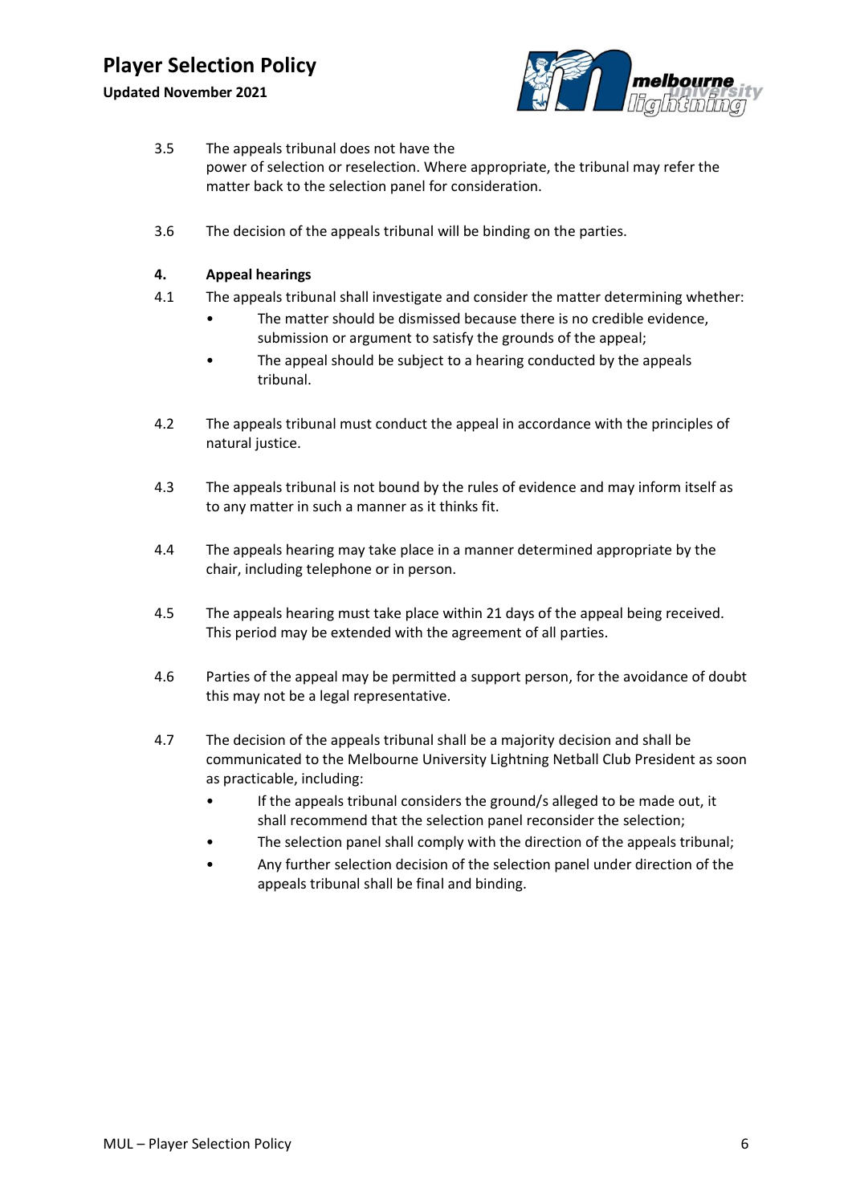3.5 The appeals tribunal does not have the power of selection or reselection. Where appropriate, the tribunal may refer the matter back to the selection panel for consideration.

3.6 The decision of the appeals tribunal will be binding on the parties.

## 4. Appeal hearings

4.1 The appeals tribunal shall investigate and consider the matter determining whether:

- The matter should be dismissed because there is no credible evidence, submission or argument to satisfy the grounds of the appeal;
- The appeal should be subject to a hearing conducted by the appeals tribunal.

4.2 The appeals tribunal must conduct the appeal in accordance with the principles of natural justice.

4.3 The appeals tribunal is not bound by the rules of evidence and may inform itself as to any matter in such a manner as it thinks fit.

4.4 The appeals hearing may take place in a manner determined appropriate by the chair, including telephone or in person.

4.5 The appeals hearing must take place within 21 days of the appeal being received. This period may be extended with the agreement of all parties.

4.6 Parties of the appeal may be permitted a support person, for the avoidance of doubt this may not be a legal representative.

4.7 The decision of the appeals tribunal shall be a majority decision and shall be communicated to the Melbourne University Lightning Netball Club President as soon as practicable, including:

- If the appeals tribunal considers the ground/s alleged to be made out, it shall recommend that the selection panel reconsider the selection;
- The selection panel shall comply with the direction of the appeals tribunal;
- Any further selection decision of the selection panel under direction of the appeals tribunal shall be final and binding.